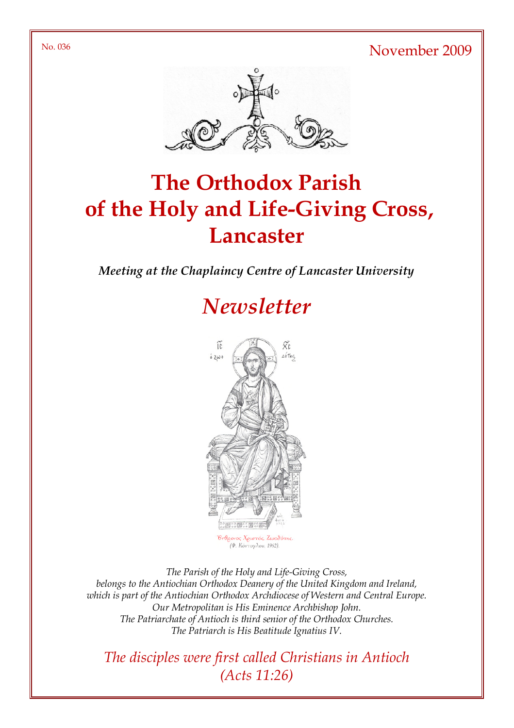No. 036

November 2009

# The Orthodox Parish of the Holy and Life-Giving Cross, Lancaster

***Meeting at the Chaplaincy Centre of Lancaster University***

## *Newsletter*

Ἔνθρονος Χριστός, Ζωοδότης.
*(Φ. Κόντογλου, 1962).*

*The Parish of the Holy and Life-Giving Cross,*
*belongs to the Antiochian Orthodox Deanery of the United Kingdom and Ireland,*
*which is part of the Antiochian Orthodox Archdiocese of Western and Central Europe.*
*Our Metropolitan is His Eminence Archbishop John.*
*The Patriarchate of Antioch is third senior of the Orthodox Churches.*
*The Patriarch is His Beatitude Ignatius IV.*

*The disciples were first called Christians in Antioch*
*(Acts 11:26)*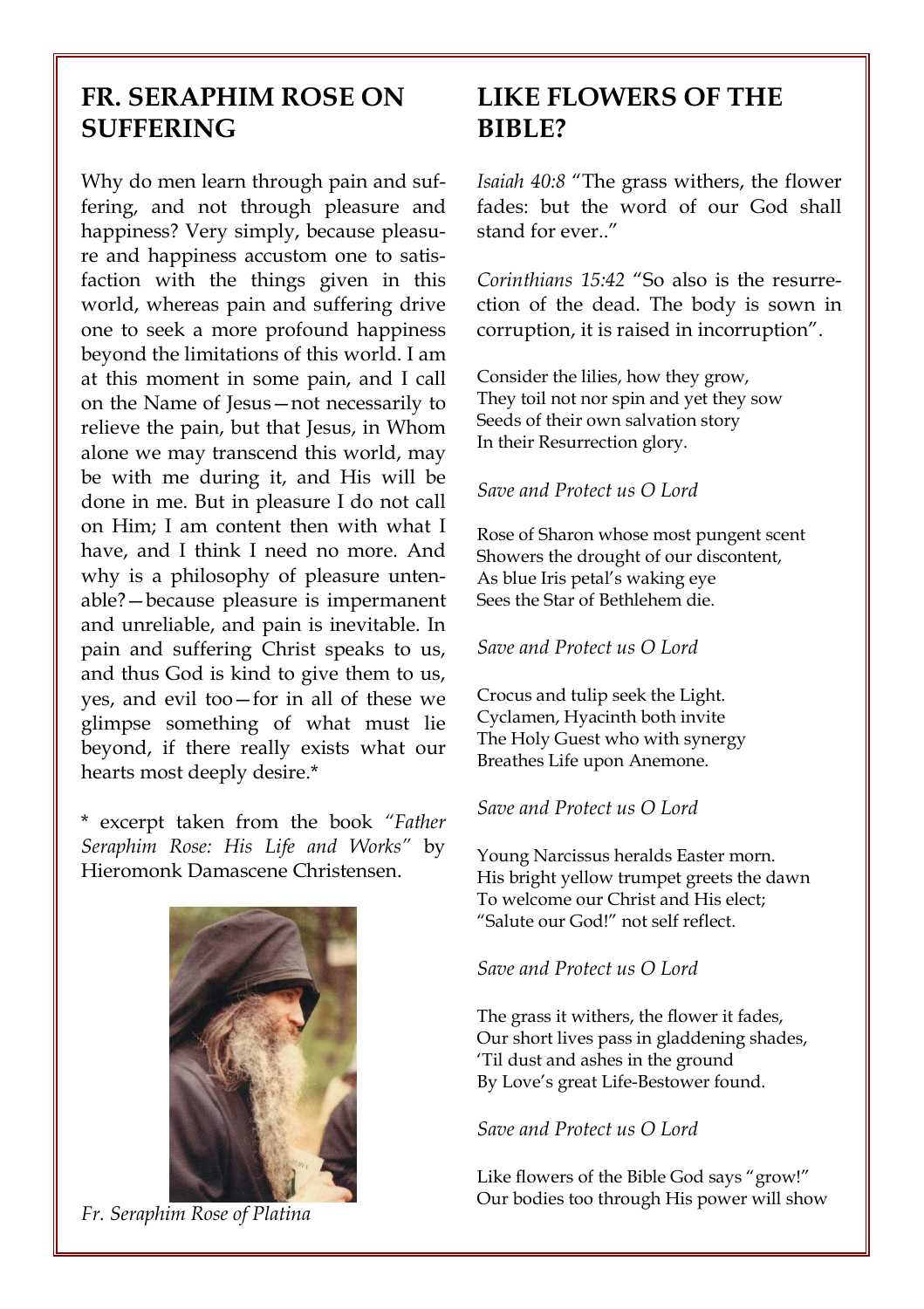## FR. SERAPHIM ROSE ON SUFFERING

Why do men learn through pain and suffering, and not through pleasure and happiness? Very simply, because pleasure and happiness accustom one to satisfaction with the things given in this world, whereas pain and suffering drive one to seek a more profound happiness beyond the limitations of this world. I am at this moment in some pain, and I call on the Name of Jesus—not necessarily to relieve the pain, but that Jesus, in Whom alone we may transcend this world, may be with me during it, and His will be done in me. But in pleasure I do not call on Him; I am content then with what I have, and I think I need no more. And why is a philosophy of pleasure untenable?—because pleasure is impermanent and unreliable, and pain is inevitable. In pain and suffering Christ speaks to us, and thus God is kind to give them to us, yes, and evil too—for in all of these we glimpse something of what must lie beyond, if there really exists what our hearts most deeply desire.*

* excerpt taken from the book *"Father Seraphim Rose: His Life and Works"* by Hieromonk Damascene Christensen.

*Fr. Seraphim Rose of Platina*

## LIKE FLOWERS OF THE BIBLE?

*Isaiah 40:8* "The grass withers, the flower fades: but the word of our God shall stand for ever.."

*Corinthians 15:42* "So also is the resurrection of the dead. The body is sown in corruption, it is raised in incorruption".

Consider the lilies, how they grow,
They toil not nor spin and yet they sow
Seeds of their own salvation story
In their Resurrection glory.

*Save and Protect us O Lord*

Rose of Sharon whose most pungent scent
Showers the drought of our discontent,
As blue Iris petal's waking eye
Sees the Star of Bethlehem die.

*Save and Protect us O Lord*

Crocus and tulip seek the Light.
Cyclamen, Hyacinth both invite
The Holy Guest who with synergy
Breathes Life upon Anemone.

*Save and Protect us O Lord*

Young Narcissus heralds Easter morn.
His bright yellow trumpet greets the dawn
To welcome our Christ and His elect;
"Salute our God!" not self reflect.

*Save and Protect us O Lord*

The grass it withers, the flower it fades,
Our short lives pass in gladdening shades,
'Til dust and ashes in the ground
By Love's great Life-Bestower found.

*Save and Protect us O Lord*

Like flowers of the Bible God says "grow!"
Our bodies too through His power will show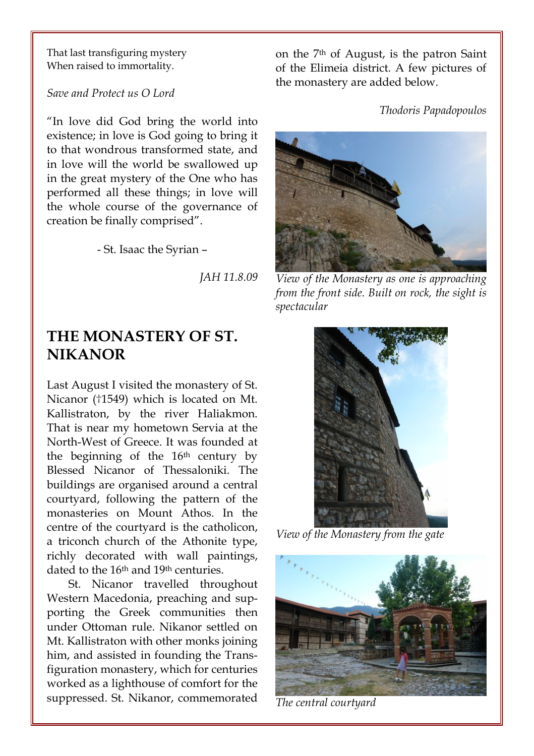That last transfiguring mystery
When raised to immortality.

*Save and Protect us O Lord*

"In love did God bring the world into existence; in love is God going to bring it to that wondrous transformed state, and in love will the world be swallowed up in the great mystery of the One who has performed all these things; in love will the whole course of the governance of creation be finally comprised".

- St. Isaac the Syrian –

*JAH 11.8.09*

## THE MONASTERY OF ST. NIKANOR

Last August I visited the monastery of St. Nicanor (†1549) which is located on Mt. Kallistraton, by the river Haliakmon. That is near my hometown Servia at the North-West of Greece. It was founded at the beginning of the 16th century by Blessed Nicanor of Thessaloniki. The buildings are organised around a central courtyard, following the pattern of the monasteries on Mount Athos. In the centre of the courtyard is the catholicon, a triconch church of the Athonite type, richly decorated with wall paintings, dated to the 16th and 19th centuries.

St. Nicanor travelled throughout Western Macedonia, preaching and supporting the Greek communities then under Ottoman rule. Nikanor settled on Mt. Kallistraton with other monks joining him, and assisted in founding the Transfiguration monastery, which for centuries worked as a lighthouse of comfort for the suppressed. St. Nikanor, commemorated on the 7th of August, is the patron Saint of the Elimeia district. A few pictures of the monastery are added below.

*Thodoris Papadopoulos*

*View of the Monastery as one is approaching from the front side. Built on rock, the sight is spectacular*

*View of the Monastery from the gate*

*The central courtyard*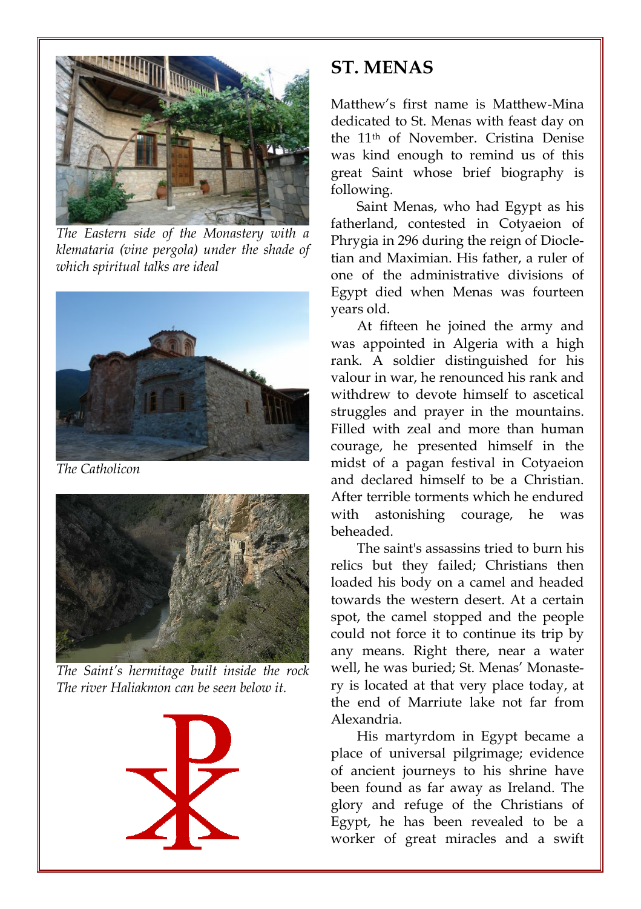The Eastern side of the Monastery with a klemataria (vine pergola) under the shade of which spiritual talks are ideal

The Catholicon

The Saint's hermitage built inside the rock The river Haliakmon can be seen below it.

## ST. MENAS

Matthew's first name is Matthew-Mina dedicated to St. Menas with feast day on the 11th of November. Cristina Denise was kind enough to remind us of this great Saint whose brief biography is following.

Saint Menas, who had Egypt as his fatherland, contested in Cotyaeion of Phrygia in 296 during the reign of Diocletian and Maximian. His father, a ruler of one of the administrative divisions of Egypt died when Menas was fourteen years old.

At fifteen he joined the army and was appointed in Algeria with a high rank. A soldier distinguished for his valour in war, he renounced his rank and withdrew to devote himself to ascetical struggles and prayer in the mountains. Filled with zeal and more than human courage, he presented himself in the midst of a pagan festival in Cotyaeion and declared himself to be a Christian. After terrible torments which he endured with astonishing courage, he was beheaded.

The saint's assassins tried to burn his relics but they failed; Christians then loaded his body on a camel and headed towards the western desert. At a certain spot, the camel stopped and the people could not force it to continue its trip by any means. Right there, near a water well, he was buried; St. Menas' Monastery is located at that very place today, at the end of Marriute lake not far from Alexandria.

His martyrdom in Egypt became a place of universal pilgrimage; evidence of ancient journeys to his shrine have been found as far away as Ireland. The glory and refuge of the Christians of Egypt, he has been revealed to be a worker of great miracles and a swift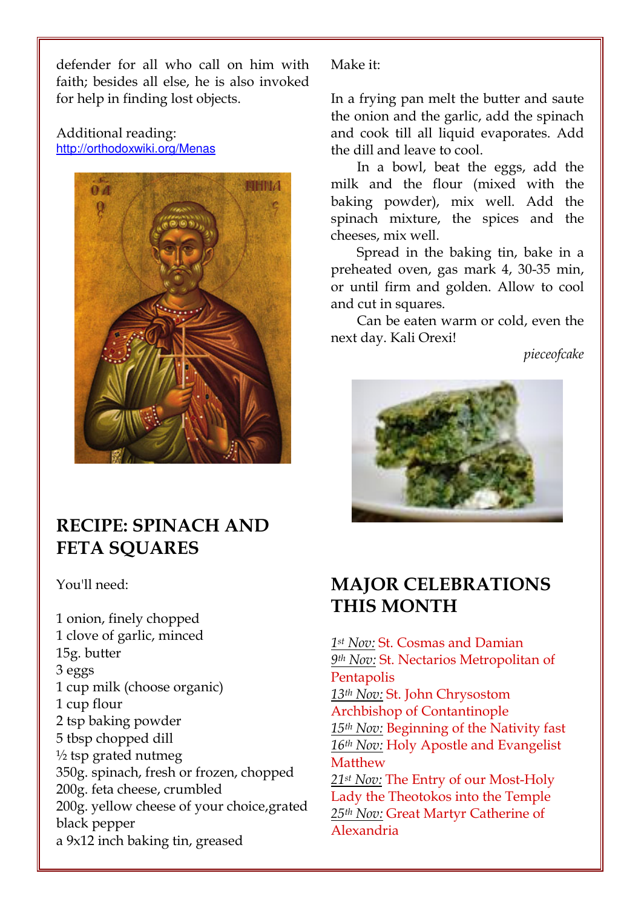defender for all who call on him with faith; besides all else, he is also invoked for help in finding lost objects.

Additional reading:
http://orthodoxwiki.org/Menas

## RECIPE: SPINACH AND FETA SQUARES

You'll need:

1 onion, finely chopped
1 clove of garlic, minced
15g. butter
3 eggs
1 cup milk (choose organic)
1 cup flour
2 tsp baking powder
5 tbsp chopped dill
½ tsp grated nutmeg
350g. spinach, fresh or frozen, chopped
200g. feta cheese, crumbled
200g. yellow cheese of your choice,grated
black pepper
a 9x12 inch baking tin, greased

Make it:

In a frying pan melt the butter and saute the onion and the garlic, add the spinach and cook till all liquid evaporates. Add the dill and leave to cool.

In a bowl, beat the eggs, add the milk and the flour (mixed with the baking powder), mix well. Add the spinach mixture, the spices and the cheeses, mix well.

Spread in the baking tin, bake in a preheated oven, gas mark 4, 30-35 min, or until firm and golden. Allow to cool and cut in squares.

Can be eaten warm or cold, even the next day. Kali Orexi!

*pieceofcake*

## MAJOR CELEBRATIONS THIS MONTH

*1st Nov:* St. Cosmas and Damian
*9th Nov:* St. Nectarios Metropolitan of Pentapolis
*13th Nov:* St. John Chrysostom Archbishop of Contantinople
*15th Nov:* Beginning of the Nativity fast
*16th Nov:* Holy Apostle and Evangelist Matthew
*21st Nov:* The Entry of our Most-Holy Lady the Theotokos into the Temple
*25th Nov:* Great Martyr Catherine of Alexandria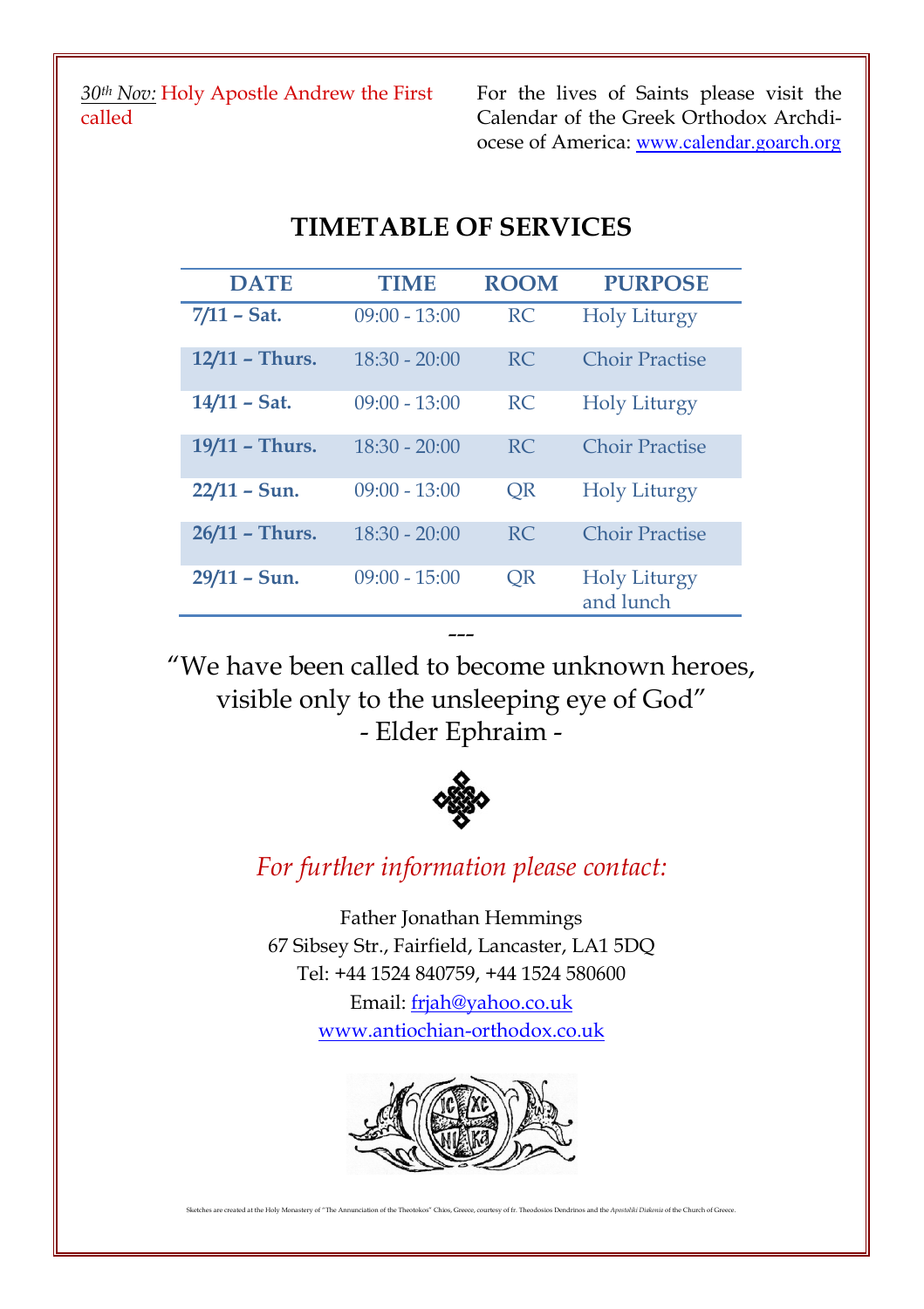*30th Nov:* Holy Apostle Andrew the First called

For the lives of Saints please visit the Calendar of the Greek Orthodox Archdiocese of America: www.calendar.goarch.org

## TIMETABLE OF SERVICES

| DATE | TIME | ROOM | PURPOSE |
|---|---|---|---|
| **7/11 – Sat.** | 09:00 - 13:00 | RC | Holy Liturgy |
| **12/11 – Thurs.** | 18:30 - 20:00 | RC | Choir Practise |
| **14/11 – Sat.** | 09:00 - 13:00 | RC | Holy Liturgy |
| **19/11 – Thurs.** | 18:30 - 20:00 | RC | Choir Practise |
| **22/11 – Sun.** | 09:00 - 13:00 | QR | Holy Liturgy |
| **26/11 – Thurs.** | 18:30 - 20:00 | RC | Choir Practise |
| **29/11 – Sun.** | 09:00 - 15:00 | QR | Holy Liturgy and lunch |

---

"We have been called to become unknown heroes, visible only to the unsleeping eye of God"
- Elder Ephraim -

*For further information please contact:*

Father Jonathan Hemmings
67 Sibsey Str., Fairfield, Lancaster, LA1 5DQ
Tel: +44 1524 840759, +44 1524 580600
Email: frjah@yahoo.co.uk
www.antiochian-orthodox.co.uk

Sketches are created at the Holy Monastery of "The Annunciation of the Theotokos" Chios, Greece, courtesy of fr. Theodosios Dendrinos and the *Apostoliki Diakonia* of the Church of Greece.